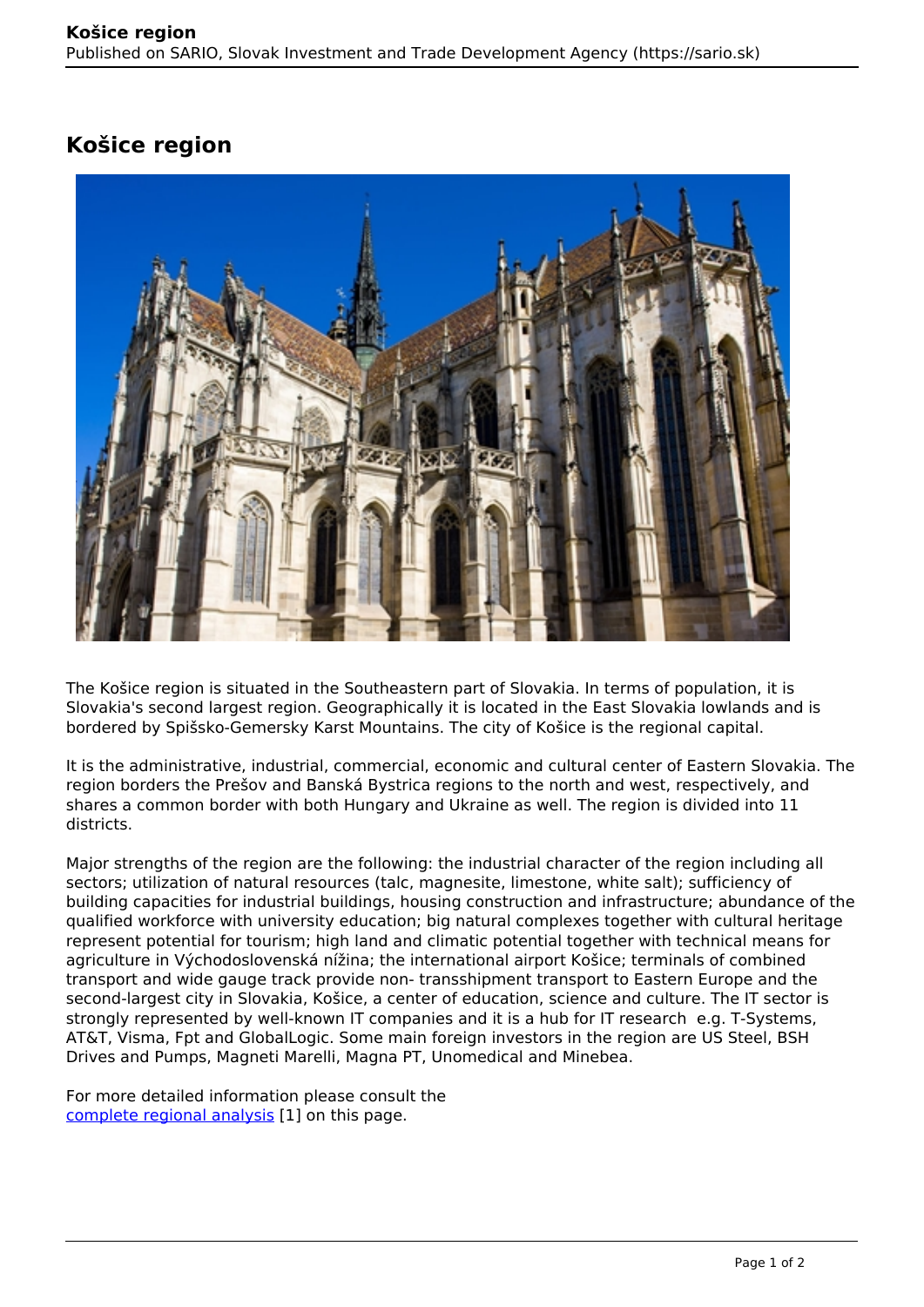# Košice region

The Košice region is situated in the Southeastern part of Slovakia. In terms of population, it is Slovakia's second largest region. Geographically it is located in the East Slovakia lowlands and is bordered by Spišsko-Gemersky Karst Mountains. The city of Košice is the regional capital.

It is the administrative, industrial, commercial, economic and cultural center of Eastern Slovakia. The region borders the Prešov and Banská Bystrica regions to the north and west, respectively, and shares a common border with both Hungary and Ukraine as well. The region is divided into 11 districts.

Major strengths of the region are the following: the industrial character of the region including all sectors; utilization of natural resources (talc, magnesite, limestone, white salt); sufficiency of building capacities for industrial buildings, housing construction and infrastructure; abundance of the qualified workforce with university education; big natural complexes together with cultural heritage represent potential for tourism; high land and climatic potential together with technical means for agriculture in Východoslovenská nížina; the international airport Košice; terminals of combined transport and wide gauge track provide non- transshipment transport to Eastern Europe and the second-largest city in Slovakia, Košice, a center of education, science and culture. The IT sector is strongly represented by well-known IT companies and it is a hub for IT research  e.g. T-Systems, AT&T, Visma, Fpt and GlobalLogic. Some main foreign investors in the region are US Steel, BSH Drives and Pumps, Magneti Marelli, Magna PT, Unomedical and Minebea.

For more detailed information please consult the complete regional analysis [1] on this page.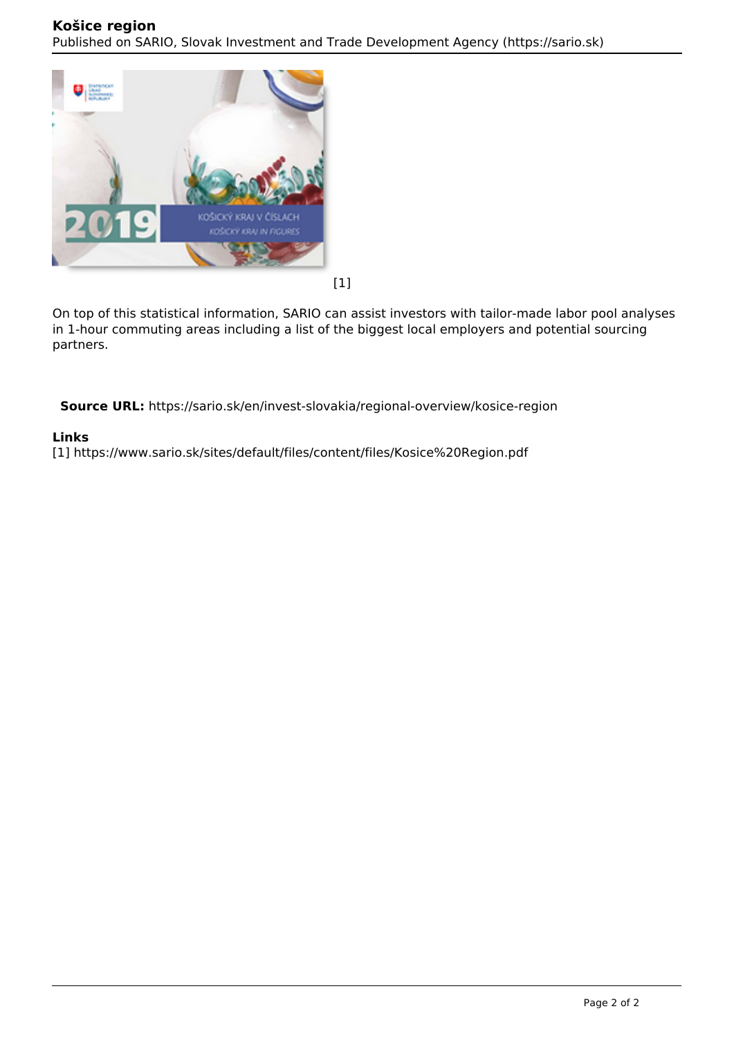[1]

On top of this statistical information, SARIO can assist investors with tailor-made labor pool analyses in 1-hour commuting areas including a list of the biggest local employers and potential sourcing partners.

**Source URL:** https://sario.sk/en/invest-slovakia/regional-overview/kosice-region

**Links**

[1] https://www.sario.sk/sites/default/files/content/files/Kosice%20Region.pdf